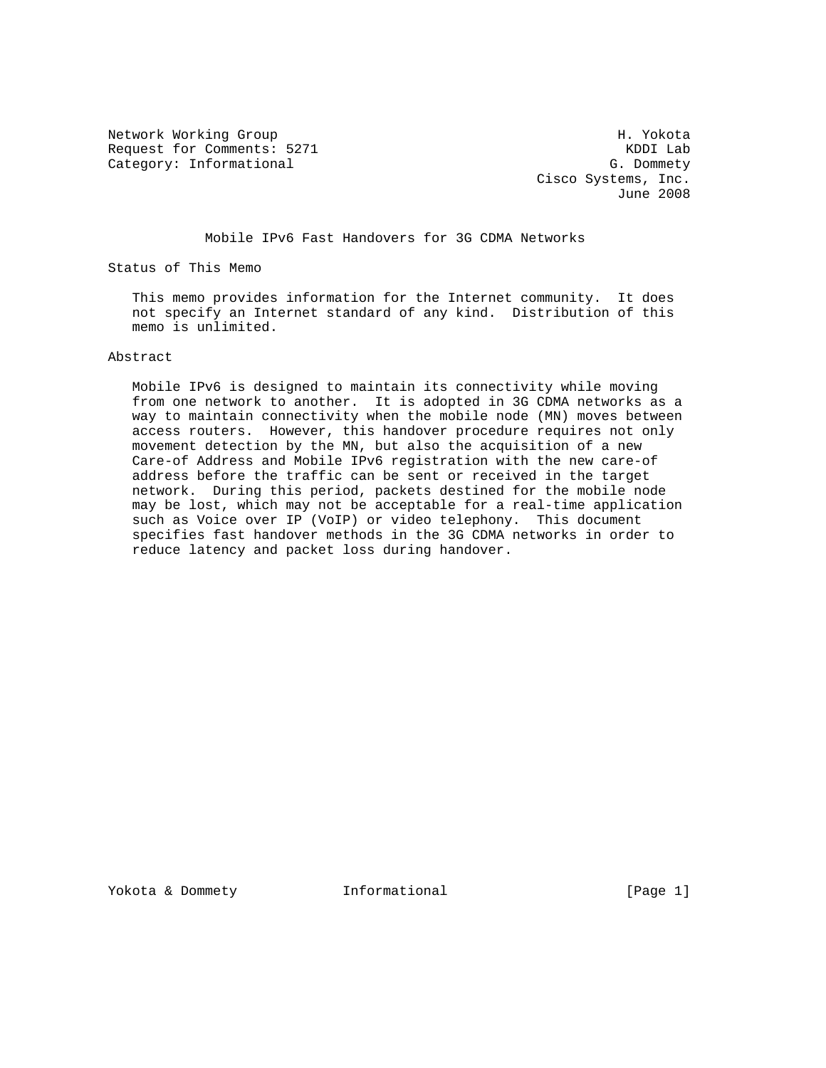Network Working Group H. Yokota
Request for Comments: 5271 KDDI Lab
Category: Informational G. Dommety
Cisco Systems, Inc.
June 2008

# Mobile IPv6 Fast Handovers for 3G CDMA Networks

## Status of This Memo

This memo provides information for the Internet community. It does not specify an Internet standard of any kind. Distribution of this memo is unlimited.

## Abstract

Mobile IPv6 is designed to maintain its connectivity while moving from one network to another. It is adopted in 3G CDMA networks as a way to maintain connectivity when the mobile node (MN) moves between access routers. However, this handover procedure requires not only movement detection by the MN, but also the acquisition of a new Care-of Address and Mobile IPv6 registration with the new care-of address before the traffic can be sent or received in the target network. During this period, packets destined for the mobile node may be lost, which may not be acceptable for a real-time application such as Voice over IP (VoIP) or video telephony. This document specifies fast handover methods in the 3G CDMA networks in order to reduce latency and packet loss during handover.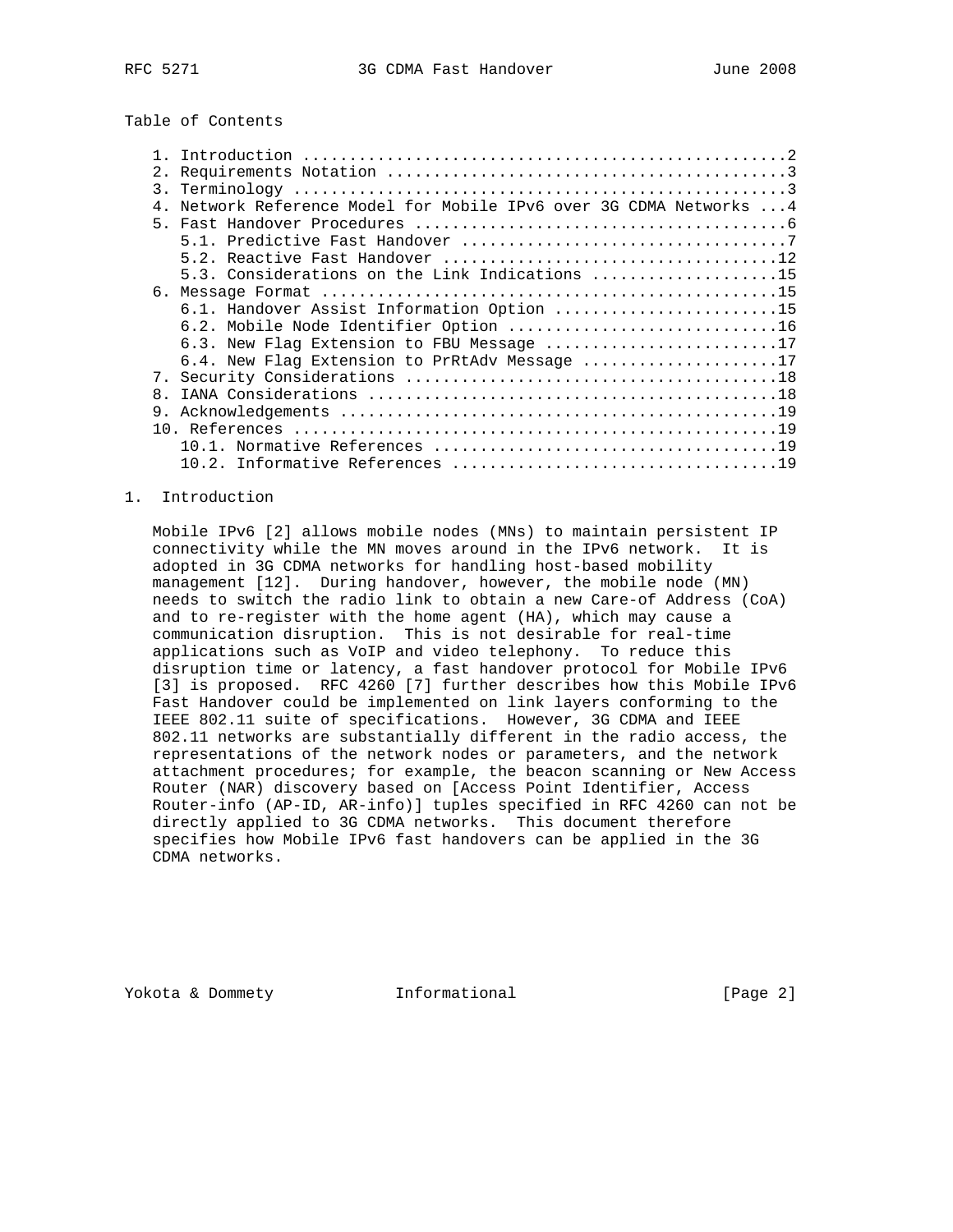## Table of Contents

1. Introduction ....................................................2
2. Requirements Notation ...........................................3
3. Terminology .....................................................3
4. Network Reference Model for Mobile IPv6 over 3G CDMA Networks ...4
5. Fast Handover Procedures ........................................6
   5.1. Predictive Fast Handover ...................................7
   5.2. Reactive Fast Handover ....................................12
   5.3. Considerations on the Link Indications ....................15
6. Message Format .................................................15
   6.1. Handover Assist Information Option ........................15
   6.2. Mobile Node Identifier Option .............................16
   6.3. New Flag Extension to FBU Message .........................17
   6.4. New Flag Extension to PrRtAdv Message .....................17
7. Security Considerations ........................................18
8. IANA Considerations ............................................18
9. Acknowledgements ...............................................19
10. References ....................................................19
   10.1. Normative References .....................................19
   10.2. Informative References ...................................19

## 1. Introduction

Mobile IPv6 [2] allows mobile nodes (MNs) to maintain persistent IP connectivity while the MN moves around in the IPv6 network. It is adopted in 3G CDMA networks for handling host-based mobility management [12]. During handover, however, the mobile node (MN) needs to switch the radio link to obtain a new Care-of Address (CoA) and to re-register with the home agent (HA), which may cause a communication disruption. This is not desirable for real-time applications such as VoIP and video telephony. To reduce this disruption time or latency, a fast handover protocol for Mobile IPv6 [3] is proposed. RFC 4260 [7] further describes how this Mobile IPv6 Fast Handover could be implemented on link layers conforming to the IEEE 802.11 suite of specifications. However, 3G CDMA and IEEE 802.11 networks are substantially different in the radio access, the representations of the network nodes or parameters, and the network attachment procedures; for example, the beacon scanning or New Access Router (NAR) discovery based on [Access Point Identifier, Access Router-info (AP-ID, AR-info)] tuples specified in RFC 4260 can not be directly applied to 3G CDMA networks. This document therefore specifies how Mobile IPv6 fast handovers can be applied in the 3G CDMA networks.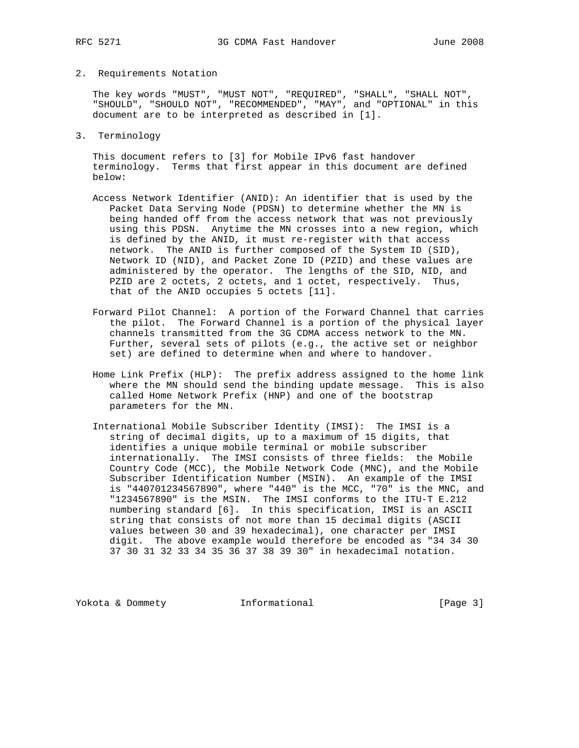## 2. Requirements Notation

The key words "MUST", "MUST NOT", "REQUIRED", "SHALL", "SHALL NOT", "SHOULD", "SHOULD NOT", "RECOMMENDED", "MAY", and "OPTIONAL" in this document are to be interpreted as described in [1].

## 3. Terminology

This document refers to [3] for Mobile IPv6 fast handover terminology. Terms that first appear in this document are defined below:

Access Network Identifier (ANID): An identifier that is used by the Packet Data Serving Node (PDSN) to determine whether the MN is being handed off from the access network that was not previously using this PDSN. Anytime the MN crosses into a new region, which is defined by the ANID, it must re-register with that access network. The ANID is further composed of the System ID (SID), Network ID (NID), and Packet Zone ID (PZID) and these values are administered by the operator. The lengths of the SID, NID, and PZID are 2 octets, 2 octets, and 1 octet, respectively. Thus, that of the ANID occupies 5 octets [11].

Forward Pilot Channel: A portion of the Forward Channel that carries the pilot. The Forward Channel is a portion of the physical layer channels transmitted from the 3G CDMA access network to the MN. Further, several sets of pilots (e.g., the active set or neighbor set) are defined to determine when and where to handover.

Home Link Prefix (HLP): The prefix address assigned to the home link where the MN should send the binding update message. This is also called Home Network Prefix (HNP) and one of the bootstrap parameters for the MN.

International Mobile Subscriber Identity (IMSI): The IMSI is a string of decimal digits, up to a maximum of 15 digits, that identifies a unique mobile terminal or mobile subscriber internationally. The IMSI consists of three fields: the Mobile Country Code (MCC), the Mobile Network Code (MNC), and the Mobile Subscriber Identification Number (MSIN). An example of the IMSI is "440701234567890", where "440" is the MCC, "70" is the MNC, and "1234567890" is the MSIN. The IMSI conforms to the ITU-T E.212 numbering standard [6]. In this specification, IMSI is an ASCII string that consists of not more than 15 decimal digits (ASCII values between 30 and 39 hexadecimal), one character per IMSI digit. The above example would therefore be encoded as "34 34 30 37 30 31 32 33 34 35 36 37 38 39 30" in hexadecimal notation.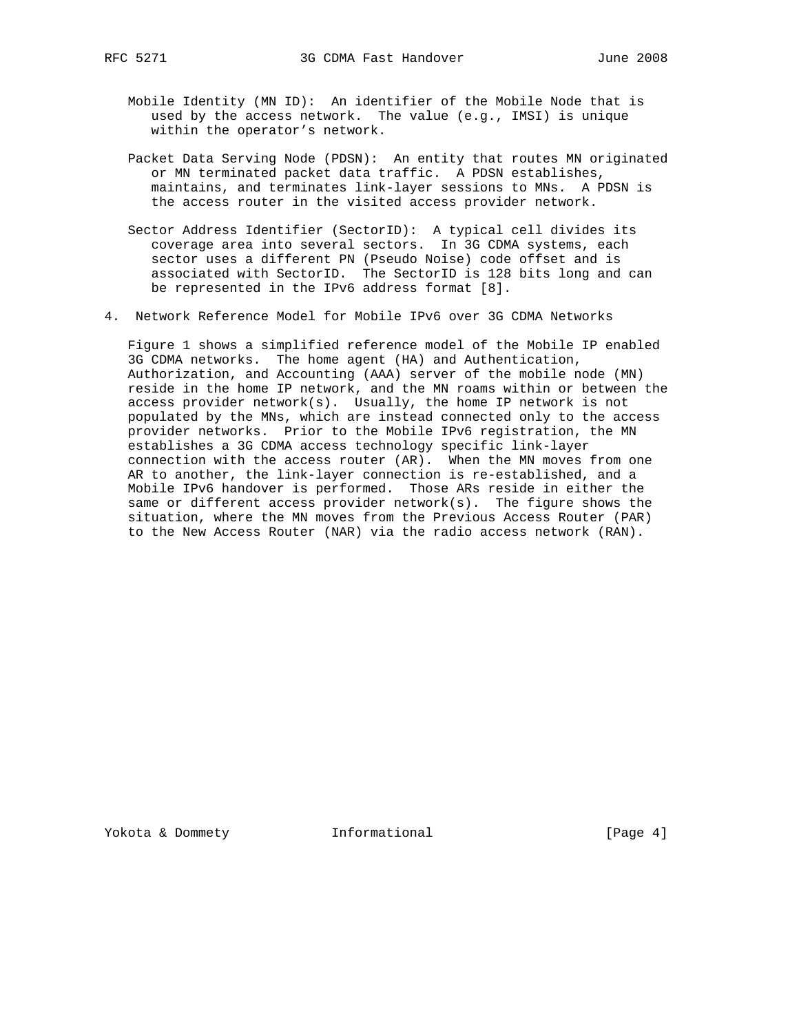Mobile Identity (MN ID): An identifier of the Mobile Node that is used by the access network. The value (e.g., IMSI) is unique within the operator's network.

Packet Data Serving Node (PDSN): An entity that routes MN originated or MN terminated packet data traffic. A PDSN establishes, maintains, and terminates link-layer sessions to MNs. A PDSN is the access router in the visited access provider network.

Sector Address Identifier (SectorID): A typical cell divides its coverage area into several sectors. In 3G CDMA systems, each sector uses a different PN (Pseudo Noise) code offset and is associated with SectorID. The SectorID is 128 bits long and can be represented in the IPv6 address format [8].

## 4. Network Reference Model for Mobile IPv6 over 3G CDMA Networks

Figure 1 shows a simplified reference model of the Mobile IP enabled 3G CDMA networks. The home agent (HA) and Authentication, Authorization, and Accounting (AAA) server of the mobile node (MN) reside in the home IP network, and the MN roams within or between the access provider network(s). Usually, the home IP network is not populated by the MNs, which are instead connected only to the access provider networks. Prior to the Mobile IPv6 registration, the MN establishes a 3G CDMA access technology specific link-layer connection with the access router (AR). When the MN moves from one AR to another, the link-layer connection is re-established, and a Mobile IPv6 handover is performed. Those ARs reside in either the same or different access provider network(s). The figure shows the situation, where the MN moves from the Previous Access Router (PAR) to the New Access Router (NAR) via the radio access network (RAN).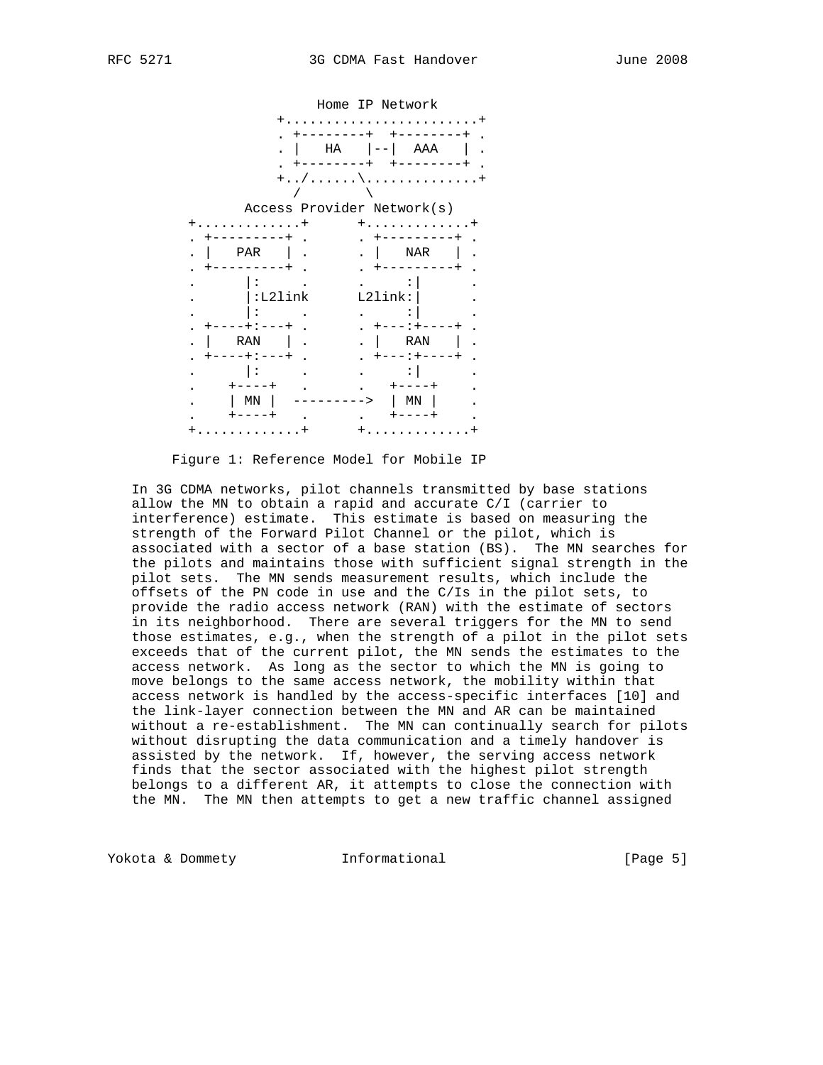```
                        Home IP Network
                 +.........................+
                 . +--------+  +--------+ .
                 . |   HA   |--|  AAA   | .
                 . +--------+  +--------+ .
                 +../......\..............+
                   /        \
              Access Provider Network(s)
      +.............+      +.............+
      . +---------+ .      . +---------+ .
      . |   PAR   | .      . |   NAR   | .
      . +---------+ .      . +---------+ .
      .      |:     .      .     :|      .
      .      |:L2link      L2link:|      .
      .      |:     .      .     :|      .
      . +----+:---+ .      . +---:+----+ .
      . |   RAN   | .      . |   RAN   | .
      . +----+:---+ .      . +---:+----+ .
      .      |:     .      .     :|      .
      .    +----+   .      .   +----+    .
      .    | MN |  --------->  | MN |    .
      .    +----+   .      .   +----+    .
      +.............+      +.............+
```

Figure 1: Reference Model for Mobile IP

In 3G CDMA networks, pilot channels transmitted by base stations allow the MN to obtain a rapid and accurate C/I (carrier to interference) estimate. This estimate is based on measuring the strength of the Forward Pilot Channel or the pilot, which is associated with a sector of a base station (BS). The MN searches for the pilots and maintains those with sufficient signal strength in the pilot sets. The MN sends measurement results, which include the offsets of the PN code in use and the C/Is in the pilot sets, to provide the radio access network (RAN) with the estimate of sectors in its neighborhood. There are several triggers for the MN to send those estimates, e.g., when the strength of a pilot in the pilot sets exceeds that of the current pilot, the MN sends the estimates to the access network. As long as the sector to which the MN is going to move belongs to the same access network, the mobility within that access network is handled by the access-specific interfaces [10] and the link-layer connection between the MN and AR can be maintained without a re-establishment. The MN can continually search for pilots without disrupting the data communication and a timely handover is assisted by the network. If, however, the serving access network finds that the sector associated with the highest pilot strength belongs to a different AR, it attempts to close the connection with the MN. The MN then attempts to get a new traffic channel assigned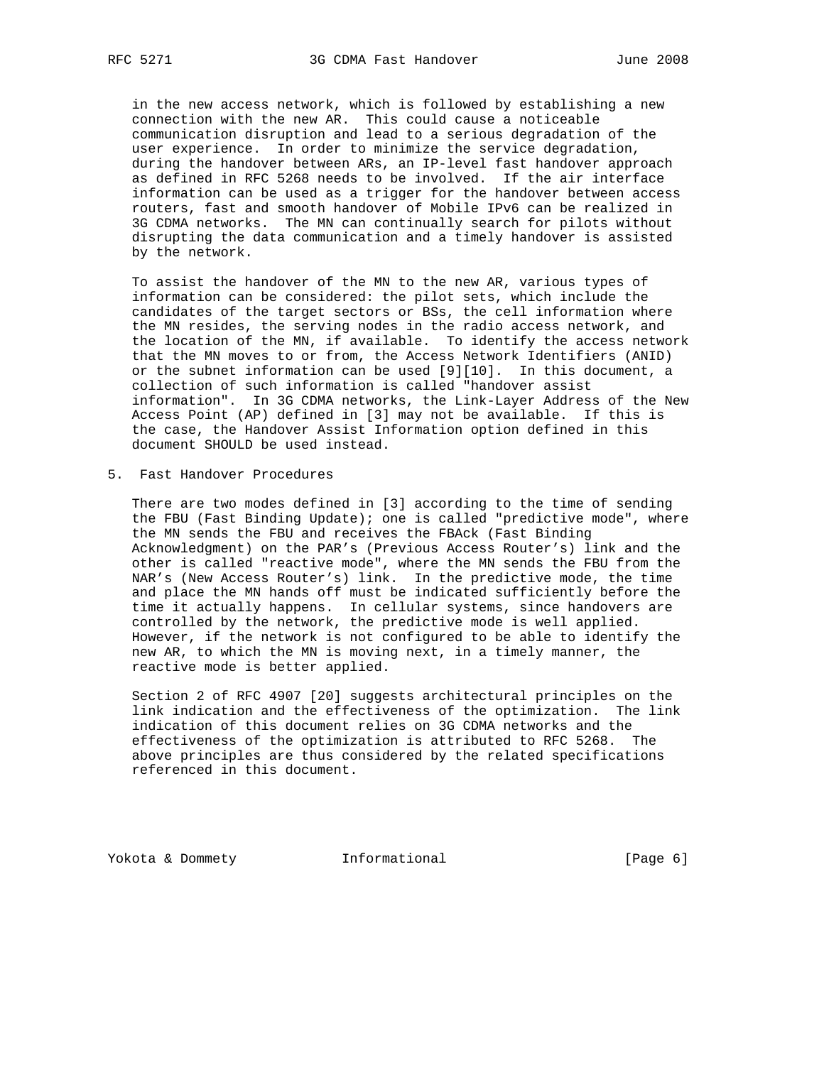in the new access network, which is followed by establishing a new connection with the new AR. This could cause a noticeable communication disruption and lead to a serious degradation of the user experience. In order to minimize the service degradation, during the handover between ARs, an IP-level fast handover approach as defined in RFC 5268 needs to be involved. If the air interface information can be used as a trigger for the handover between access routers, fast and smooth handover of Mobile IPv6 can be realized in 3G CDMA networks. The MN can continually search for pilots without disrupting the data communication and a timely handover is assisted by the network.

To assist the handover of the MN to the new AR, various types of information can be considered: the pilot sets, which include the candidates of the target sectors or BSs, the cell information where the MN resides, the serving nodes in the radio access network, and the location of the MN, if available. To identify the access network that the MN moves to or from, the Access Network Identifiers (ANID) or the subnet information can be used [9][10]. In this document, a collection of such information is called "handover assist information". In 3G CDMA networks, the Link-Layer Address of the New Access Point (AP) defined in [3] may not be available. If this is the case, the Handover Assist Information option defined in this document SHOULD be used instead.

## 5. Fast Handover Procedures

There are two modes defined in [3] according to the time of sending the FBU (Fast Binding Update); one is called "predictive mode", where the MN sends the FBU and receives the FBAck (Fast Binding Acknowledgment) on the PAR's (Previous Access Router's) link and the other is called "reactive mode", where the MN sends the FBU from the NAR's (New Access Router's) link. In the predictive mode, the time and place the MN hands off must be indicated sufficiently before the time it actually happens. In cellular systems, since handovers are controlled by the network, the predictive mode is well applied. However, if the network is not configured to be able to identify the new AR, to which the MN is moving next, in a timely manner, the reactive mode is better applied.

Section 2 of RFC 4907 [20] suggests architectural principles on the link indication and the effectiveness of the optimization. The link indication of this document relies on 3G CDMA networks and the effectiveness of the optimization is attributed to RFC 5268. The above principles are thus considered by the related specifications referenced in this document.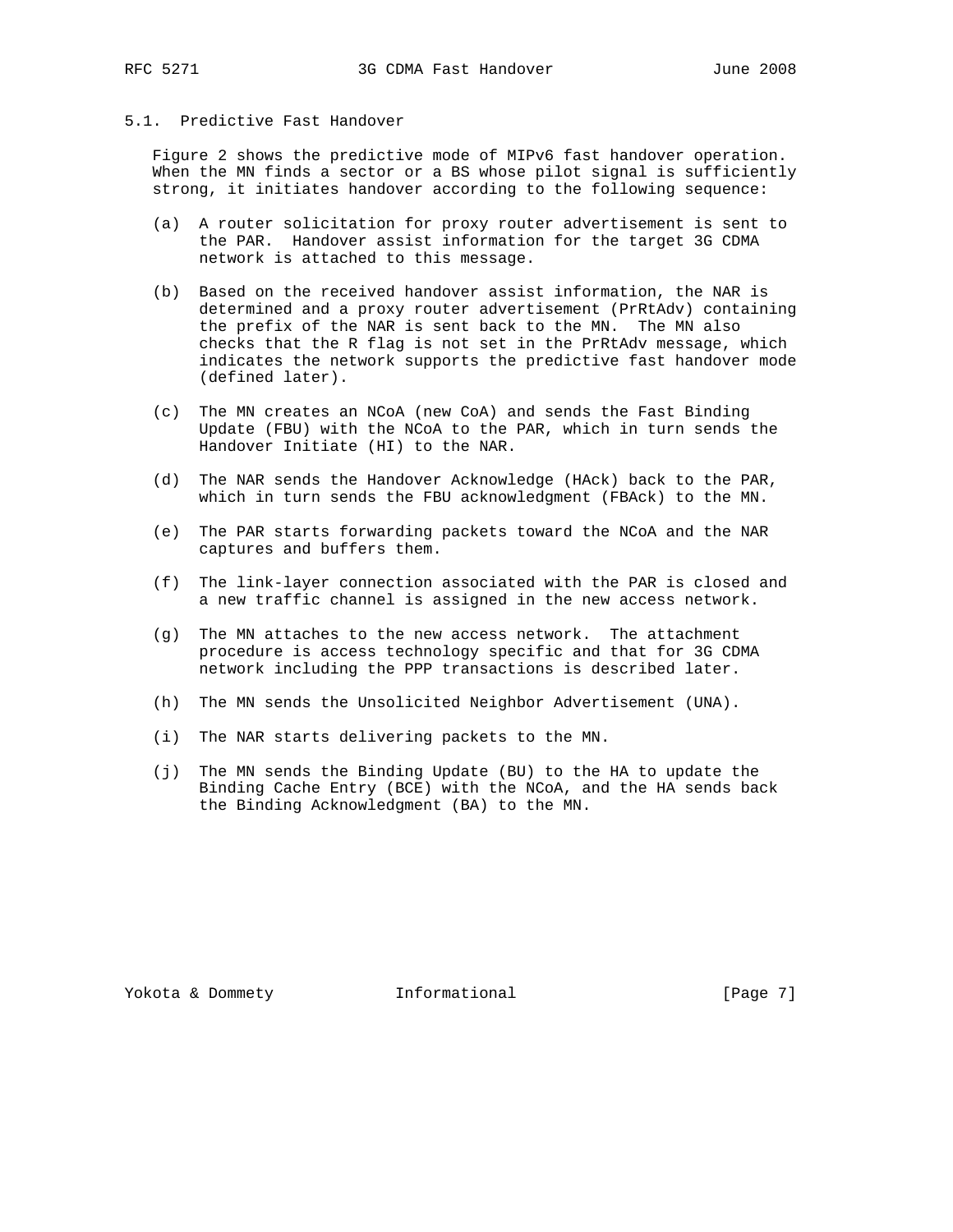### 5.1. Predictive Fast Handover

Figure 2 shows the predictive mode of MIPv6 fast handover operation. When the MN finds a sector or a BS whose pilot signal is sufficiently strong, it initiates handover according to the following sequence:

(a) A router solicitation for proxy router advertisement is sent to the PAR. Handover assist information for the target 3G CDMA network is attached to this message.

(b) Based on the received handover assist information, the NAR is determined and a proxy router advertisement (PrRtAdv) containing the prefix of the NAR is sent back to the MN. The MN also checks that the R flag is not set in the PrRtAdv message, which indicates the network supports the predictive fast handover mode (defined later).

(c) The MN creates an NCoA (new CoA) and sends the Fast Binding Update (FBU) with the NCoA to the PAR, which in turn sends the Handover Initiate (HI) to the NAR.

(d) The NAR sends the Handover Acknowledge (HAck) back to the PAR, which in turn sends the FBU acknowledgment (FBAck) to the MN.

(e) The PAR starts forwarding packets toward the NCoA and the NAR captures and buffers them.

(f) The link-layer connection associated with the PAR is closed and a new traffic channel is assigned in the new access network.

(g) The MN attaches to the new access network. The attachment procedure is access technology specific and that for 3G CDMA network including the PPP transactions is described later.

(h) The MN sends the Unsolicited Neighbor Advertisement (UNA).

(i) The NAR starts delivering packets to the MN.

(j) The MN sends the Binding Update (BU) to the HA to update the Binding Cache Entry (BCE) with the NCoA, and the HA sends back the Binding Acknowledgment (BA) to the MN.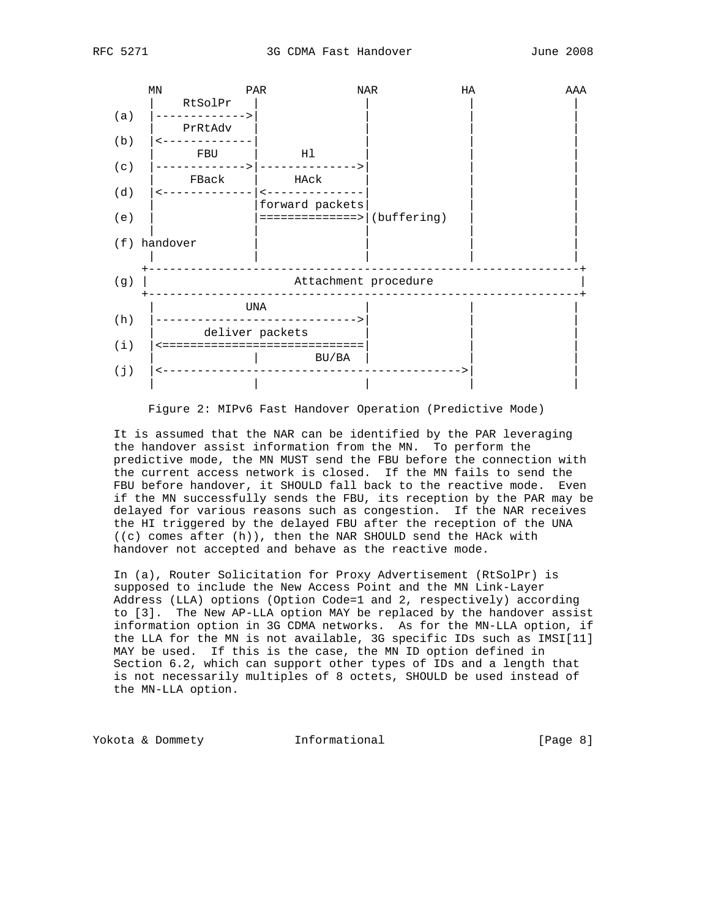```
      MN            PAR            NAR           HA            AAA
       |    RtSolPr   |              |             |             |
  (a)  |------------->|              |             |             |
       |    PrRtAdv   |              |             |             |
  (b)  |<-------------|              |             |             |
       |      FBU     |      Hl      |             |             |
  (c)  |------------->|------------->|             |             |
       |     FBack    |     HAck     |             |             |
  (d)  |<-------------|<-------------|             |             |
       |              |forward packets|            |             |
  (e)  |              |=============>|(buffering)  |             |
       |              |              |             |             |
  (f) handover        |              |             |             |
       |              |              |             |             |
     +-------------------------------------------------------------+
  (g) |                   Attachment procedure                      |
     +-------------------------------------------------------------+
       |             UNA             |             |             |
  (h)  |---------------------------->|             |             |
       |       deliver packets       |             |             |
  (i)  |<============================|             |             |
       |              |        BU/BA  |            |             |
  (j)  |<----------------------------------------->|             |
       |              |              |             |             |
```

Figure 2: MIPv6 Fast Handover Operation (Predictive Mode)

It is assumed that the NAR can be identified by the PAR leveraging the handover assist information from the MN. To perform the predictive mode, the MN MUST send the FBU before the connection with the current access network is closed. If the MN fails to send the FBU before handover, it SHOULD fall back to the reactive mode. Even if the MN successfully sends the FBU, its reception by the PAR may be delayed for various reasons such as congestion. If the NAR receives the HI triggered by the delayed FBU after the reception of the UNA ((c) comes after (h)), then the NAR SHOULD send the HAck with handover not accepted and behave as the reactive mode.

In (a), Router Solicitation for Proxy Advertisement (RtSolPr) is supposed to include the New Access Point and the MN Link-Layer Address (LLA) options (Option Code=1 and 2, respectively) according to [3]. The New AP-LLA option MAY be replaced by the handover assist information option in 3G CDMA networks. As for the MN-LLA option, if the LLA for the MN is not available, 3G specific IDs such as IMSI[11] MAY be used. If this is the case, the MN ID option defined in Section 6.2, which can support other types of IDs and a length that is not necessarily multiples of 8 octets, SHOULD be used instead of the MN-LLA option.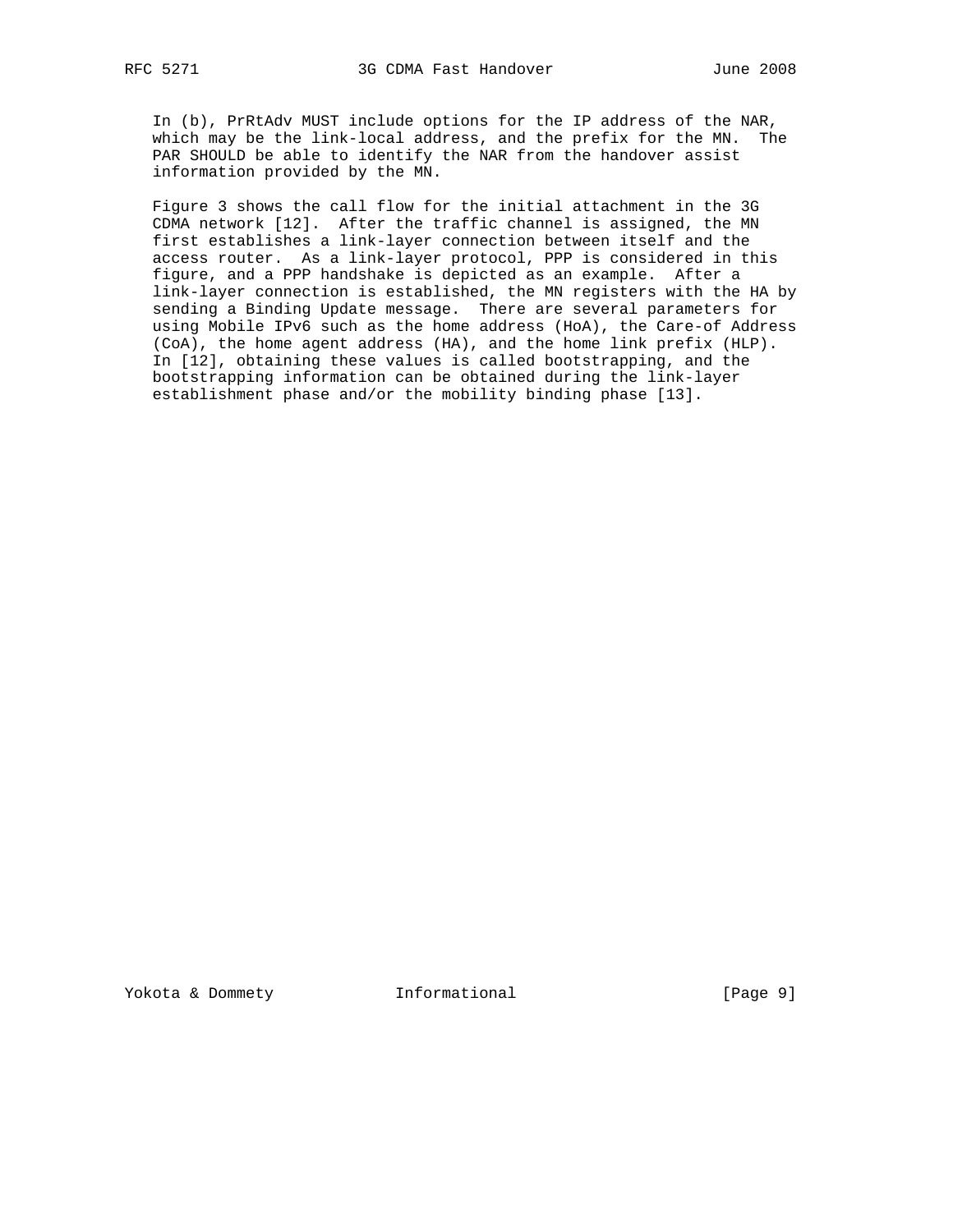In (b), PrRtAdv MUST include options for the IP address of the NAR, which may be the link-local address, and the prefix for the MN. The PAR SHOULD be able to identify the NAR from the handover assist information provided by the MN.

Figure 3 shows the call flow for the initial attachment in the 3G CDMA network [12]. After the traffic channel is assigned, the MN first establishes a link-layer connection between itself and the access router. As a link-layer protocol, PPP is considered in this figure, and a PPP handshake is depicted as an example. After a link-layer connection is established, the MN registers with the HA by sending a Binding Update message. There are several parameters for using Mobile IPv6 such as the home address (HoA), the Care-of Address (CoA), the home agent address (HA), and the home link prefix (HLP). In [12], obtaining these values is called bootstrapping, and the bootstrapping information can be obtained during the link-layer establishment phase and/or the mobility binding phase [13].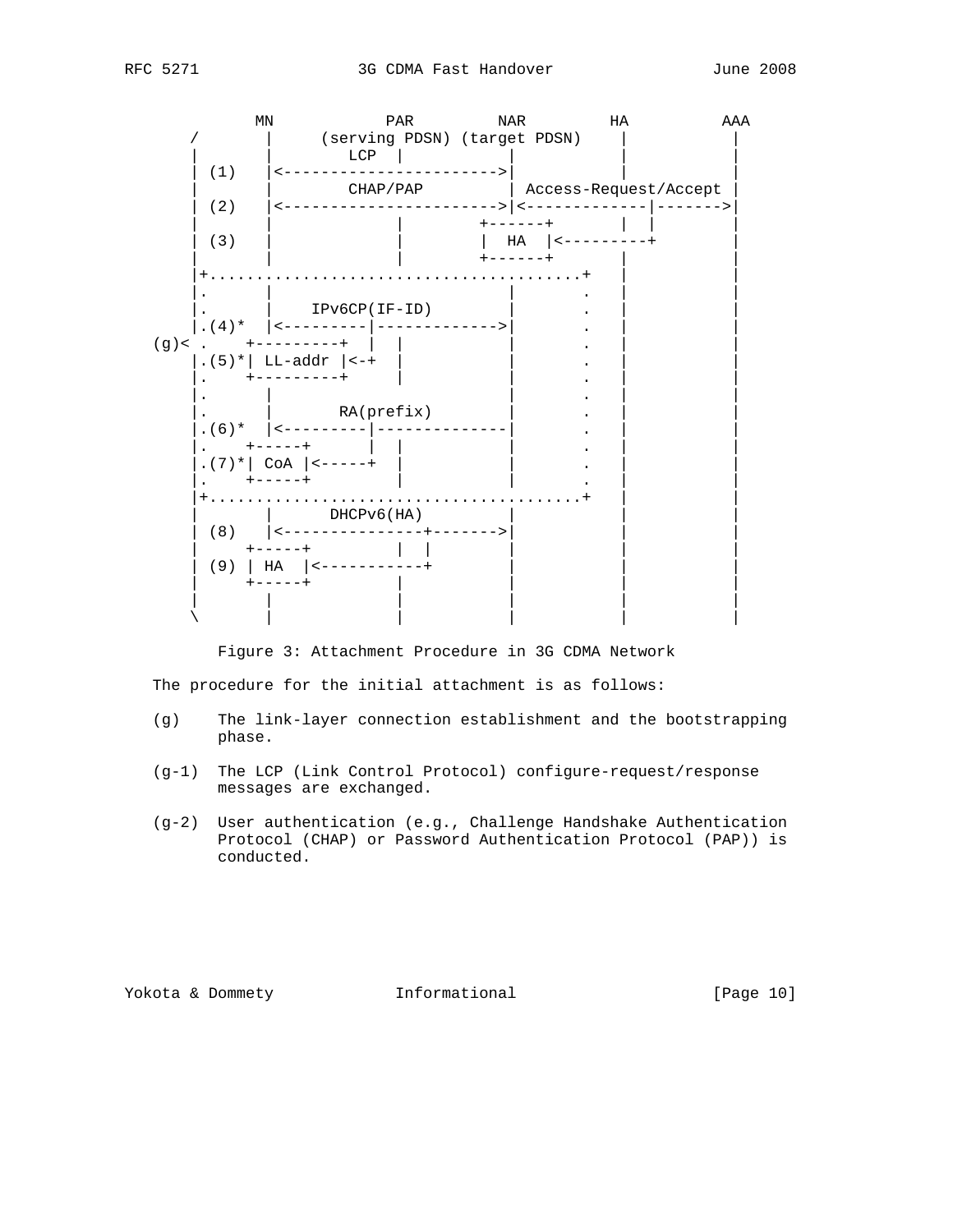```
            MN            PAR         NAR         HA          AAA
     /       |     (serving PDSN) (target PDSN)    |           |
     |       |         LCP  |           |          |           |
     | (1)   |<----------------------->|          |           |
     |       |        CHAP/PAP          | Access-Request/Accept |
     | (2)   |<----------------------->|<-------------|------->|
     |       |              |        +------+       |  |        |
     | (3)   |              |        |  HA  |<----------+        |
     |       |              |        +------+       |           |
     |+.......................................+   |           |
     |.      |                          |       .   |           |
     |.      |     IPv6CP(IF-ID)        |       .   |           |
     |.(4)*  |<---------|------------->|       .   |           |
  (g)< .     +---------+  |  |          |       .   |           |
     |.(5)*| LL-addr |<-+  |            |       .   |           |
     |.     +---------+     |           |       .   |           |
     |.      |                          |       .   |           |
     |.      |       RA(prefix)         |       .   |           |
     |.(6)*  |<---------|--------------|       .   |           |
     |.     +-----+      |  |           |       .   |           |
     |.(7)*| CoA |<-----+  |            |       .   |           |
     |.     +-----+         |           |       .   |           |
     |+.......................................+   |           |
     |       |      DHCPv6(HA)          |          |           |
     | (8)   |<---------------+------->|          |           |
     |     +-----+          |  |        |          |           |
     | (9) | HA  |<-----------+         |          |           |
     |     +-----+          |           |          |           |
     |       |              |           |          |           |
     \       |              |           |          |           |
```

Figure 3: Attachment Procedure in 3G CDMA Network

The procedure for the initial attachment is as follows:

(g) The link-layer connection establishment and the bootstrapping phase.

(g-1) The LCP (Link Control Protocol) configure-request/response messages are exchanged.

(g-2) User authentication (e.g., Challenge Handshake Authentication Protocol (CHAP) or Password Authentication Protocol (PAP)) is conducted.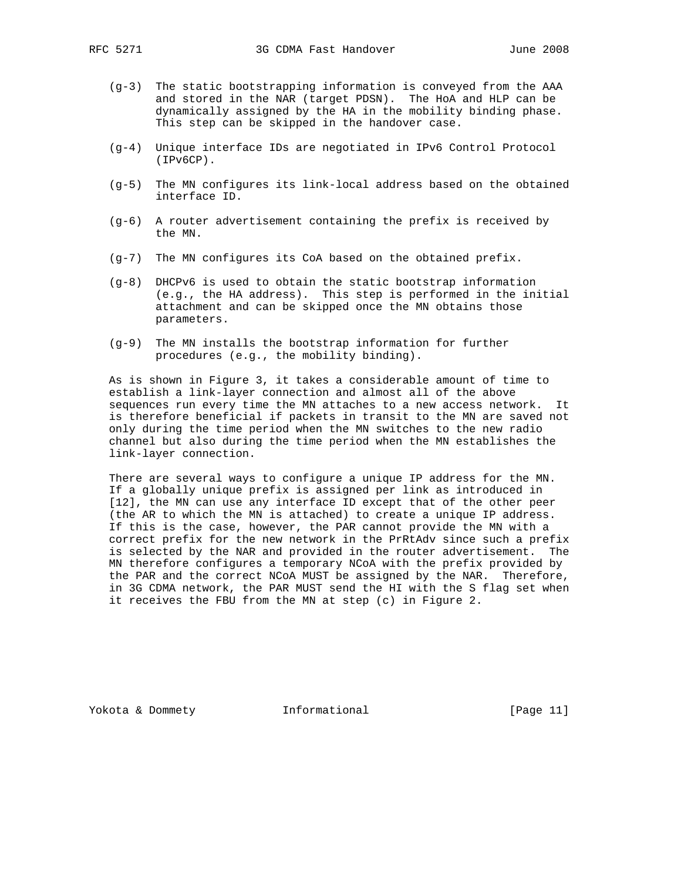(g-3) The static bootstrapping information is conveyed from the AAA and stored in the NAR (target PDSN). The HoA and HLP can be dynamically assigned by the HA in the mobility binding phase. This step can be skipped in the handover case.

(g-4) Unique interface IDs are negotiated in IPv6 Control Protocol (IPv6CP).

(g-5) The MN configures its link-local address based on the obtained interface ID.

(g-6) A router advertisement containing the prefix is received by the MN.

(g-7) The MN configures its CoA based on the obtained prefix.

(g-8) DHCPv6 is used to obtain the static bootstrap information (e.g., the HA address). This step is performed in the initial attachment and can be skipped once the MN obtains those parameters.

(g-9) The MN installs the bootstrap information for further procedures (e.g., the mobility binding).

As is shown in Figure 3, it takes a considerable amount of time to establish a link-layer connection and almost all of the above sequences run every time the MN attaches to a new access network. It is therefore beneficial if packets in transit to the MN are saved not only during the time period when the MN switches to the new radio channel but also during the time period when the MN establishes the link-layer connection.

There are several ways to configure a unique IP address for the MN. If a globally unique prefix is assigned per link as introduced in [12], the MN can use any interface ID except that of the other peer (the AR to which the MN is attached) to create a unique IP address. If this is the case, however, the PAR cannot provide the MN with a correct prefix for the new network in the PrRtAdv since such a prefix is selected by the NAR and provided in the router advertisement. The MN therefore configures a temporary NCoA with the prefix provided by the PAR and the correct NCoA MUST be assigned by the NAR. Therefore, in 3G CDMA network, the PAR MUST send the HI with the S flag set when it receives the FBU from the MN at step (c) in Figure 2.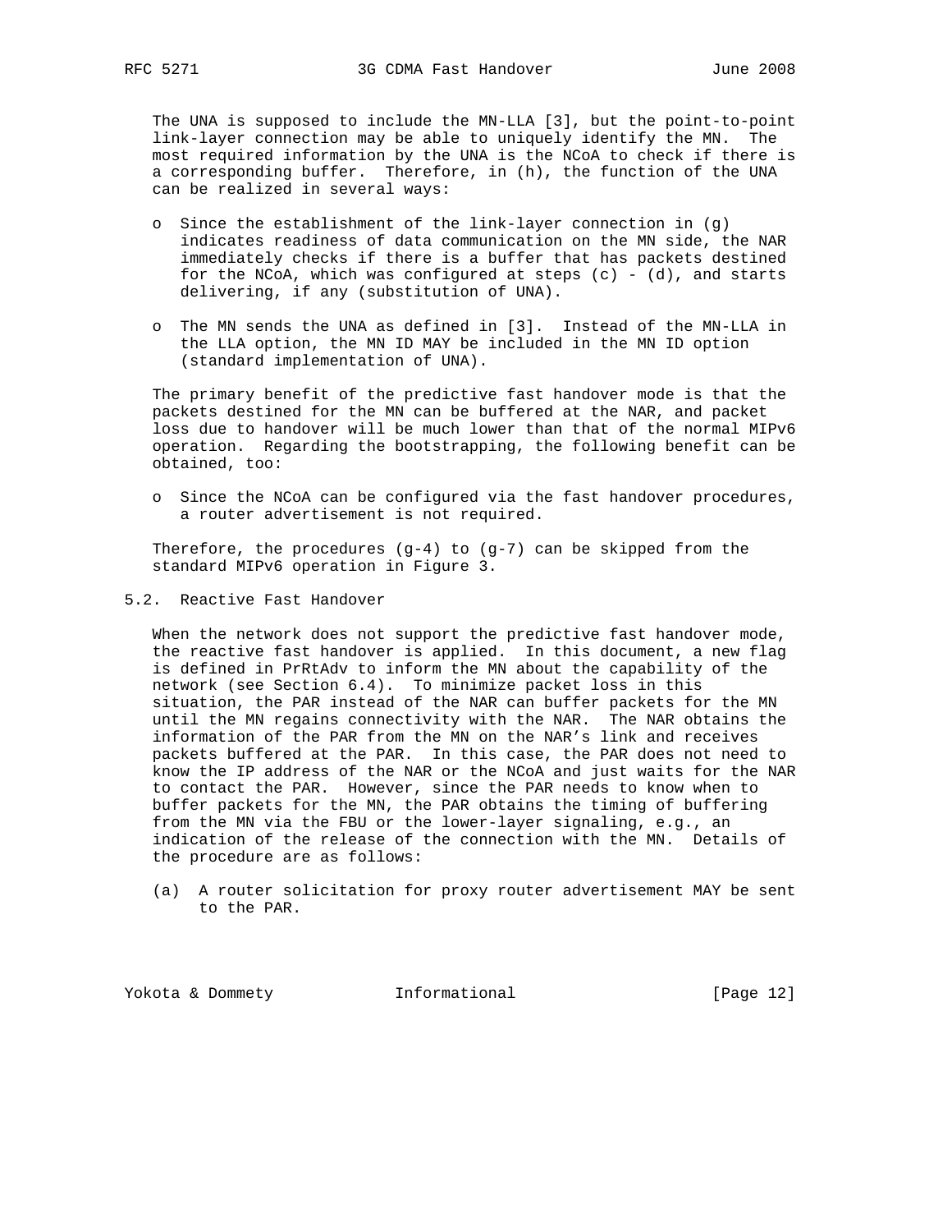The UNA is supposed to include the MN-LLA [3], but the point-to-point link-layer connection may be able to uniquely identify the MN. The most required information by the UNA is the NCoA to check if there is a corresponding buffer. Therefore, in (h), the function of the UNA can be realized in several ways:

- Since the establishment of the link-layer connection in (g) indicates readiness of data communication on the MN side, the NAR immediately checks if there is a buffer that has packets destined for the NCoA, which was configured at steps (c) - (d), and starts delivering, if any (substitution of UNA).
- The MN sends the UNA as defined in [3]. Instead of the MN-LLA in the LLA option, the MN ID MAY be included in the MN ID option (standard implementation of UNA).

The primary benefit of the predictive fast handover mode is that the packets destined for the MN can be buffered at the NAR, and packet loss due to handover will be much lower than that of the normal MIPv6 operation. Regarding the bootstrapping, the following benefit can be obtained, too:

- Since the NCoA can be configured via the fast handover procedures, a router advertisement is not required.

Therefore, the procedures (g-4) to (g-7) can be skipped from the standard MIPv6 operation in Figure 3.

## 5.2. Reactive Fast Handover

When the network does not support the predictive fast handover mode, the reactive fast handover is applied. In this document, a new flag is defined in PrRtAdv to inform the MN about the capability of the network (see Section 6.4). To minimize packet loss in this situation, the PAR instead of the NAR can buffer packets for the MN until the MN regains connectivity with the NAR. The NAR obtains the information of the PAR from the MN on the NAR's link and receives packets buffered at the PAR. In this case, the PAR does not need to know the IP address of the NAR or the NCoA and just waits for the NAR to contact the PAR. However, since the PAR needs to know when to buffer packets for the MN, the PAR obtains the timing of buffering from the MN via the FBU or the lower-layer signaling, e.g., an indication of the release of the connection with the MN. Details of the procedure are as follows:

(a) A router solicitation for proxy router advertisement MAY be sent to the PAR.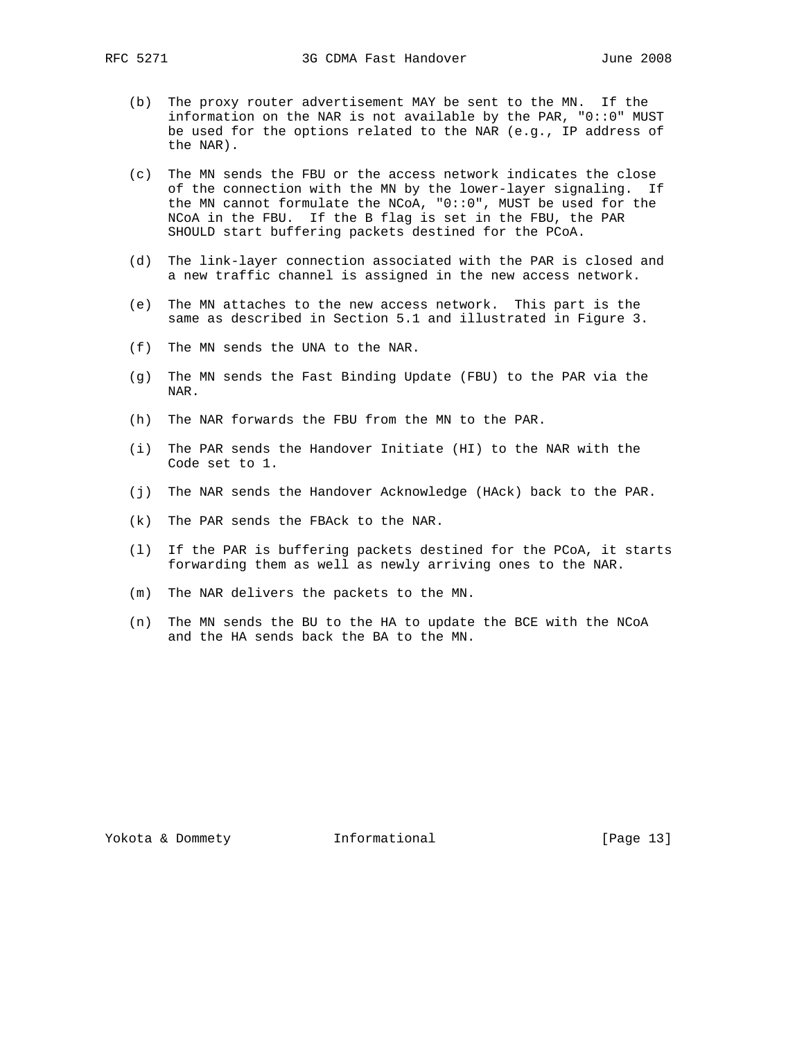(b) The proxy router advertisement MAY be sent to the MN. If the information on the NAR is not available by the PAR, "0::0" MUST be used for the options related to the NAR (e.g., IP address of the NAR).

(c) The MN sends the FBU or the access network indicates the close of the connection with the MN by the lower-layer signaling. If the MN cannot formulate the NCoA, "0::0", MUST be used for the NCoA in the FBU. If the B flag is set in the FBU, the PAR SHOULD start buffering packets destined for the PCoA.

(d) The link-layer connection associated with the PAR is closed and a new traffic channel is assigned in the new access network.

(e) The MN attaches to the new access network. This part is the same as described in Section 5.1 and illustrated in Figure 3.

(f) The MN sends the UNA to the NAR.

(g) The MN sends the Fast Binding Update (FBU) to the PAR via the NAR.

(h) The NAR forwards the FBU from the MN to the PAR.

(i) The PAR sends the Handover Initiate (HI) to the NAR with the Code set to 1.

(j) The NAR sends the Handover Acknowledge (HAck) back to the PAR.

(k) The PAR sends the FBAck to the NAR.

(l) If the PAR is buffering packets destined for the PCoA, it starts forwarding them as well as newly arriving ones to the NAR.

(m) The NAR delivers the packets to the MN.

(n) The MN sends the BU to the HA to update the BCE with the NCoA and the HA sends back the BA to the MN.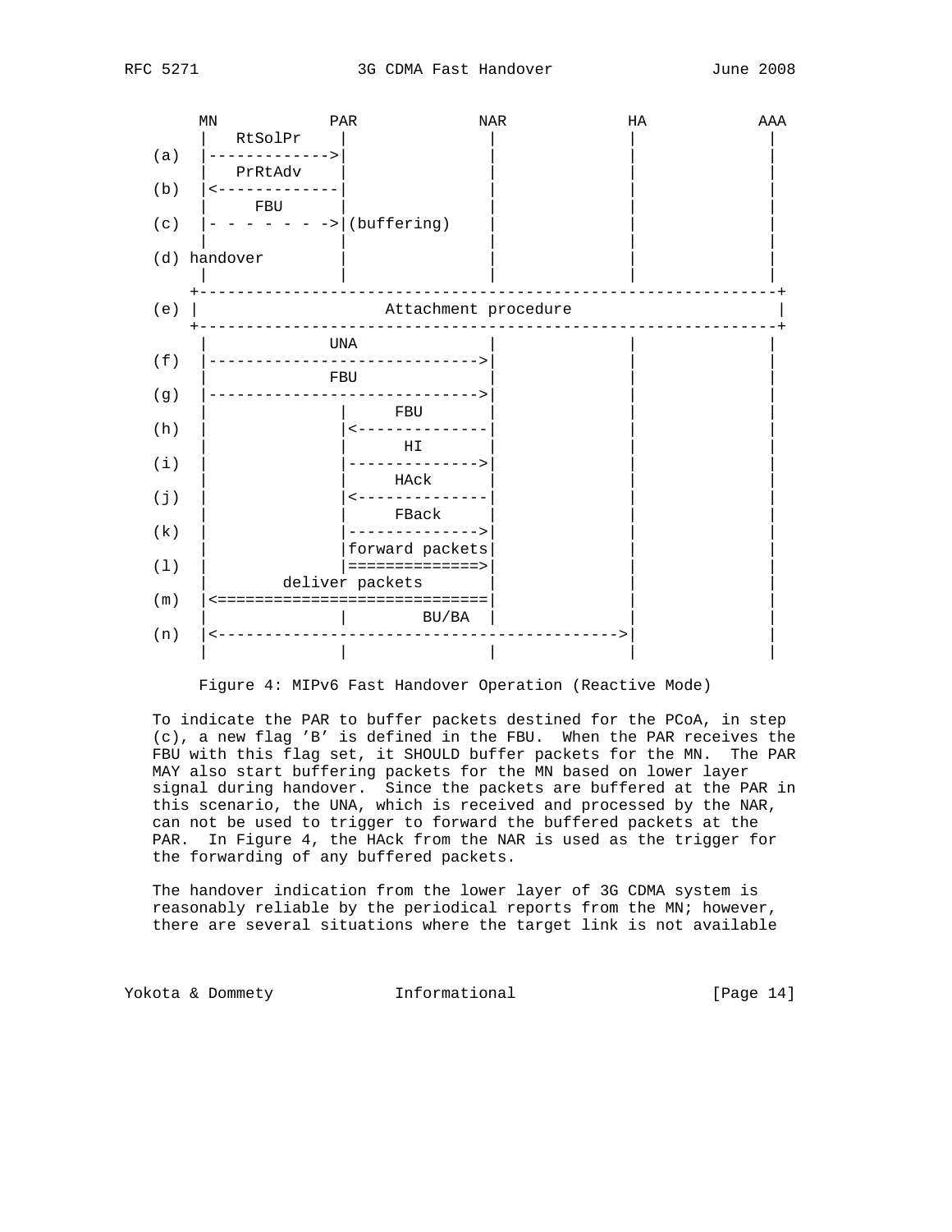```
      MN            PAR             NAR            HA            AAA
       |   RtSolPr    |               |             |              |
  (a)  |------------->|               |             |              |
       |   PrRtAdv    |               |             |              |
  (b)  |<-------------|               |             |              |
       |      FBU     |               |             |              |
  (c)  |- - - - - - ->|(buffering)    |             |              |
       |              |               |             |              |
  (d) handover        |               |             |              |
       |              |               |             |              |
     +--------------------------------------------------------------+
  (e) |                   Attachment procedure                      |
     +--------------------------------------------------------------+
       |             UNA              |             |              |
  (f)  |----------------------------->|             |              |
       |             FBU              |             |              |
  (g)  |----------------------------->|             |              |
       |              |      FBU      |             |              |
  (h)  |              |<--------------|             |              |
       |              |       HI      |             |              |
  (i)  |              |-------------->|             |              |
       |              |      HAck     |             |              |
  (j)  |              |<--------------|             |              |
       |              |      FBack    |             |              |
  (k)  |              |-------------->|             |              |
       |              |forward packets|             |              |
  (l)  |              |==============>|             |              |
       |        deliver packets       |             |              |
  (m)  |<=============================|             |              |
       |              |        BU/BA  |             |              |
  (n)  |<------------------------------------------>|              |
       |              |               |             |              |
```

Figure 4: MIPv6 Fast Handover Operation (Reactive Mode)

To indicate the PAR to buffer packets destined for the PCoA, in step (c), a new flag 'B' is defined in the FBU. When the PAR receives the FBU with this flag set, it SHOULD buffer packets for the MN. The PAR MAY also start buffering packets for the MN based on lower layer signal during handover. Since the packets are buffered at the PAR in this scenario, the UNA, which is received and processed by the NAR, can not be used to trigger to forward the buffered packets at the PAR. In Figure 4, the HAck from the NAR is used as the trigger for the forwarding of any buffered packets.

The handover indication from the lower layer of 3G CDMA system is reasonably reliable by the periodical reports from the MN; however, there are several situations where the target link is not available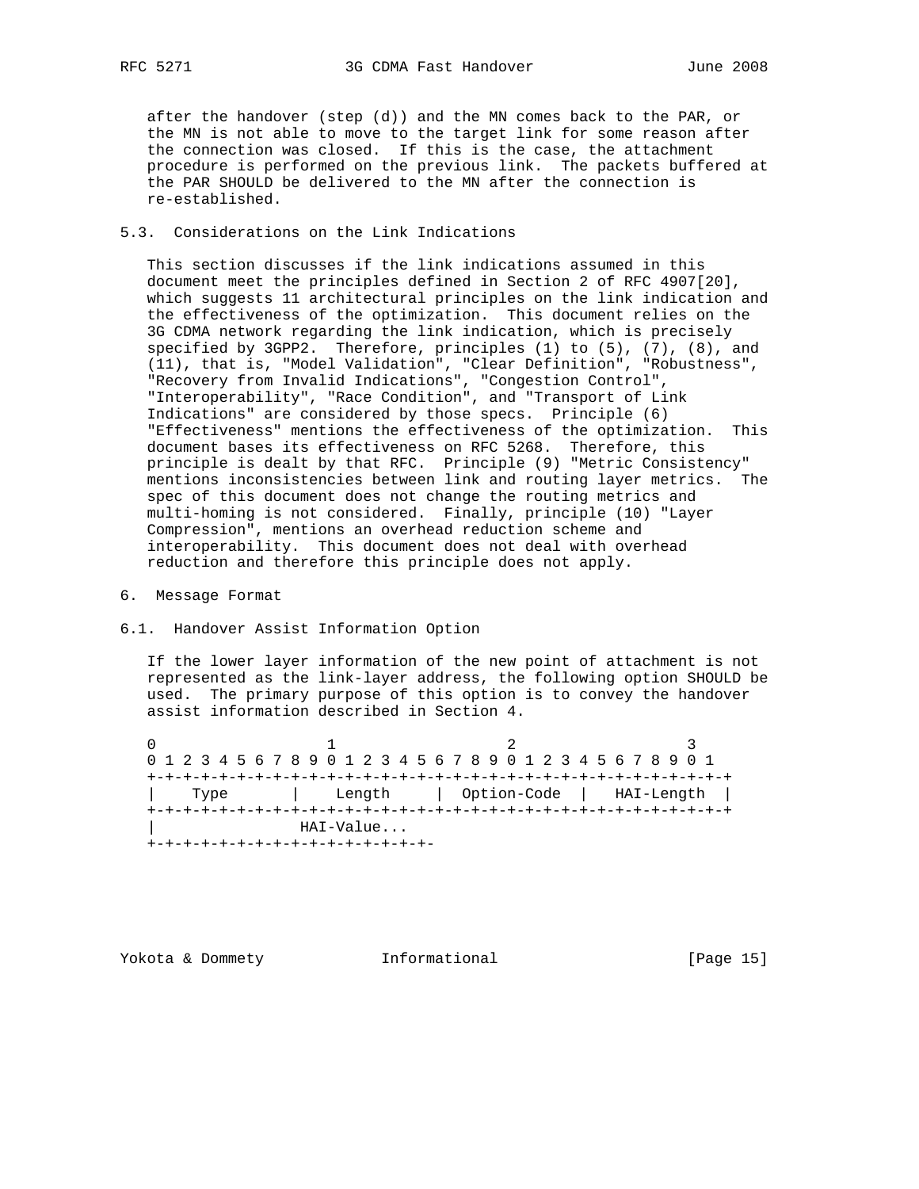after the handover (step (d)) and the MN comes back to the PAR, or the MN is not able to move to the target link for some reason after the connection was closed. If this is the case, the attachment procedure is performed on the previous link. The packets buffered at the PAR SHOULD be delivered to the MN after the connection is re-established.

### 5.3. Considerations on the Link Indications

This section discusses if the link indications assumed in this document meet the principles defined in Section 2 of RFC 4907[20], which suggests 11 architectural principles on the link indication and the effectiveness of the optimization. This document relies on the 3G CDMA network regarding the link indication, which is precisely specified by 3GPP2. Therefore, principles (1) to (5), (7), (8), and (11), that is, "Model Validation", "Clear Definition", "Robustness", "Recovery from Invalid Indications", "Congestion Control", "Interoperability", "Race Condition", and "Transport of Link Indications" are considered by those specs. Principle (6) "Effectiveness" mentions the effectiveness of the optimization. This document bases its effectiveness on RFC 5268. Therefore, this principle is dealt by that RFC. Principle (9) "Metric Consistency" mentions inconsistencies between link and routing layer metrics. The spec of this document does not change the routing metrics and multi-homing is not considered. Finally, principle (10) "Layer Compression", mentions an overhead reduction scheme and interoperability. This document does not deal with overhead reduction and therefore this principle does not apply.

## 6. Message Format

### 6.1. Handover Assist Information Option

If the lower layer information of the new point of attachment is not represented as the link-layer address, the following option SHOULD be used. The primary purpose of this option is to convey the handover assist information described in Section 4.

```
 0                   1                   2                   3
 0 1 2 3 4 5 6 7 8 9 0 1 2 3 4 5 6 7 8 9 0 1 2 3 4 5 6 7 8 9 0 1
+-+-+-+-+-+-+-+-+-+-+-+-+-+-+-+-+-+-+-+-+-+-+-+-+-+-+-+-+-+-+-+-+
|    Type       |    Length     | Option-Code   |   HAI-Length  |
+-+-+-+-+-+-+-+-+-+-+-+-+-+-+-+-+-+-+-+-+-+-+-+-+-+-+-+-+-+-+-+-+
|               HAI-Value...
+-+-+-+-+-+-+-+-+-+-+-+-+-+-+-+-+-
```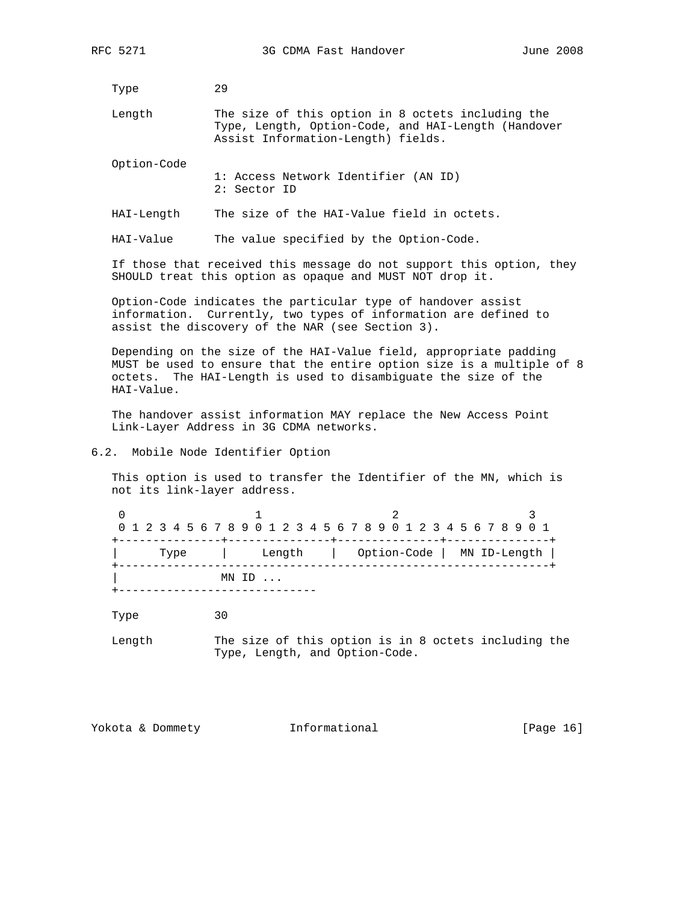Type 29

Length The size of this option in 8 octets including the Type, Length, Option-Code, and HAI-Length (Handover Assist Information-Length) fields.

Option-Code
1: Access Network Identifier (AN ID)
2: Sector ID

HAI-Length The size of the HAI-Value field in octets.

HAI-Value The value specified by the Option-Code.

If those that received this message do not support this option, they SHOULD treat this option as opaque and MUST NOT drop it.

Option-Code indicates the particular type of handover assist information. Currently, two types of information are defined to assist the discovery of the NAR (see Section 3).

Depending on the size of the HAI-Value field, appropriate padding MUST be used to ensure that the entire option size is a multiple of 8 octets. The HAI-Length is used to disambiguate the size of the HAI-Value.

The handover assist information MAY replace the New Access Point Link-Layer Address in 3G CDMA networks.

## 6.2. Mobile Node Identifier Option

This option is used to transfer the Identifier of the MN, which is not its link-layer address.

```
 0                   1                   2                   3
 0 1 2 3 4 5 6 7 8 9 0 1 2 3 4 5 6 7 8 9 0 1 2 3 4 5 6 7 8 9 0 1
+---------------+---------------+---------------+---------------+
|      Type     |     Length    |  Option-Code |  MN ID-Length |
+---------------------------------------------------------------+
|              MN ID ...
+-----------------------------
```

Type 30

Length The size of this option is in 8 octets including the Type, Length, and Option-Code.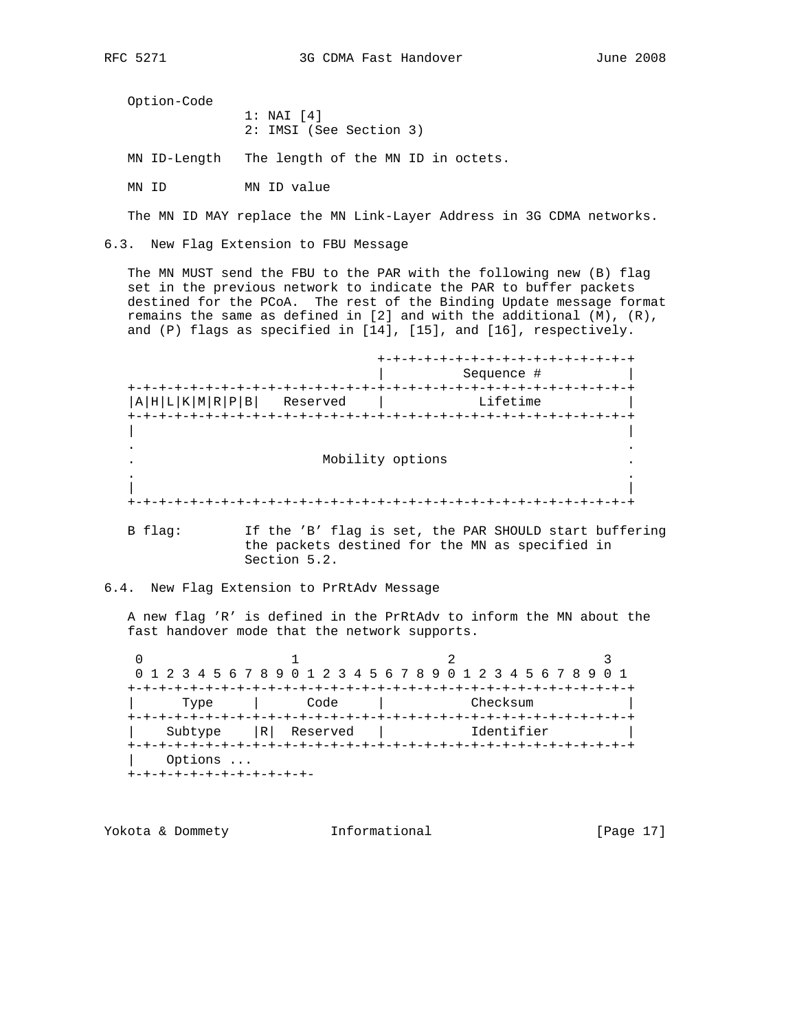Option-Code
: 1: NAI [4]
: 2: IMSI (See Section 3)

MN ID-Length   The length of the MN ID in octets.

MN ID          MN ID value

The MN ID MAY replace the MN Link-Layer Address in 3G CDMA networks.

### 6.3. New Flag Extension to FBU Message

The MN MUST send the FBU to the PAR with the following new (B) flag set in the previous network to indicate the PAR to buffer packets destined for the PCoA. The rest of the Binding Update message format remains the same as defined in [2] and with the additional (M), (R), and (P) flags as specified in [14], [15], and [16], respectively.

```
                                +-+-+-+-+-+-+-+-+-+-+-+-+-+-+-+-+
                                |          Sequence #           |
+-+-+-+-+-+-+-+-+-+-+-+-+-+-+-+-+-+-+-+-+-+-+-+-+-+-+-+-+-+-+-+-+
|A|H|L|K|M|R|P|B|   Reserved    |            Lifetime           |
+-+-+-+-+-+-+-+-+-+-+-+-+-+-+-+-+-+-+-+-+-+-+-+-+-+-+-+-+-+-+-+-+
|                                                               |
.                                                               .
.                        Mobility options                       .
.                                                               .
|                                                               |
+-+-+-+-+-+-+-+-+-+-+-+-+-+-+-+-+-+-+-+-+-+-+-+-+-+-+-+-+-+-+-+-+
```

B flag:        If the 'B' flag is set, the PAR SHOULD start buffering the packets destined for the MN as specified in Section 5.2.

### 6.4. New Flag Extension to PrRtAdv Message

A new flag 'R' is defined in the PrRtAdv to inform the MN about the fast handover mode that the network supports.

```
 0                   1                   2                   3
 0 1 2 3 4 5 6 7 8 9 0 1 2 3 4 5 6 7 8 9 0 1 2 3 4 5 6 7 8 9 0 1
+-+-+-+-+-+-+-+-+-+-+-+-+-+-+-+-+-+-+-+-+-+-+-+-+-+-+-+-+-+-+-+-+
|     Type      |     Code      |           Checksum            |
+-+-+-+-+-+-+-+-+-+-+-+-+-+-+-+-+-+-+-+-+-+-+-+-+-+-+-+-+-+-+-+-+
|    Subtype    |R|  Reserved   |           Identifier          |
+-+-+-+-+-+-+-+-+-+-+-+-+-+-+-+-+-+-+-+-+-+-+-+-+-+-+-+-+-+-+-+-+
|    Options ...
+-+-+-+-+-+-+-+-+-+-+-+-
```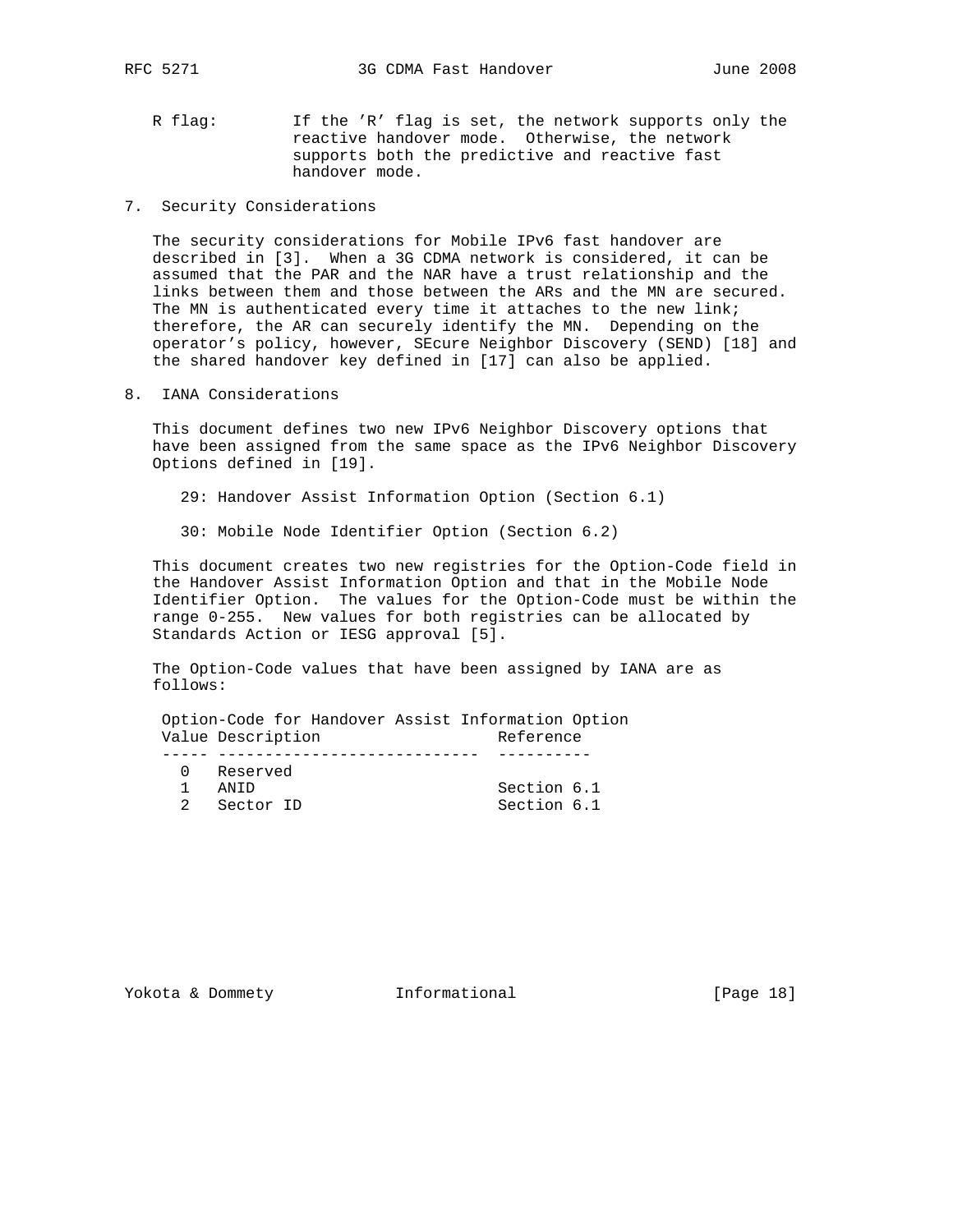R flag: If the 'R' flag is set, the network supports only the reactive handover mode. Otherwise, the network supports both the predictive and reactive fast handover mode.

## 7. Security Considerations

The security considerations for Mobile IPv6 fast handover are described in [3]. When a 3G CDMA network is considered, it can be assumed that the PAR and the NAR have a trust relationship and the links between them and those between the ARs and the MN are secured. The MN is authenticated every time it attaches to the new link; therefore, the AR can securely identify the MN. Depending on the operator's policy, however, SEcure Neighbor Discovery (SEND) [18] and the shared handover key defined in [17] can also be applied.

## 8. IANA Considerations

This document defines two new IPv6 Neighbor Discovery options that have been assigned from the same space as the IPv6 Neighbor Discovery Options defined in [19].

29: Handover Assist Information Option (Section 6.1)

30: Mobile Node Identifier Option (Section 6.2)

This document creates two new registries for the Option-Code field in the Handover Assist Information Option and that in the Mobile Node Identifier Option. The values for the Option-Code must be within the range 0-255. New values for both registries can be allocated by Standards Action or IESG approval [5].

The Option-Code values that have been assigned by IANA are as follows:

Option-Code for Handover Assist Information Option

| Value | Description | Reference |
|---|---|---|
| 0 | Reserved | |
| 1 | ANID | Section 6.1 |
| 2 | Sector ID | Section 6.1 |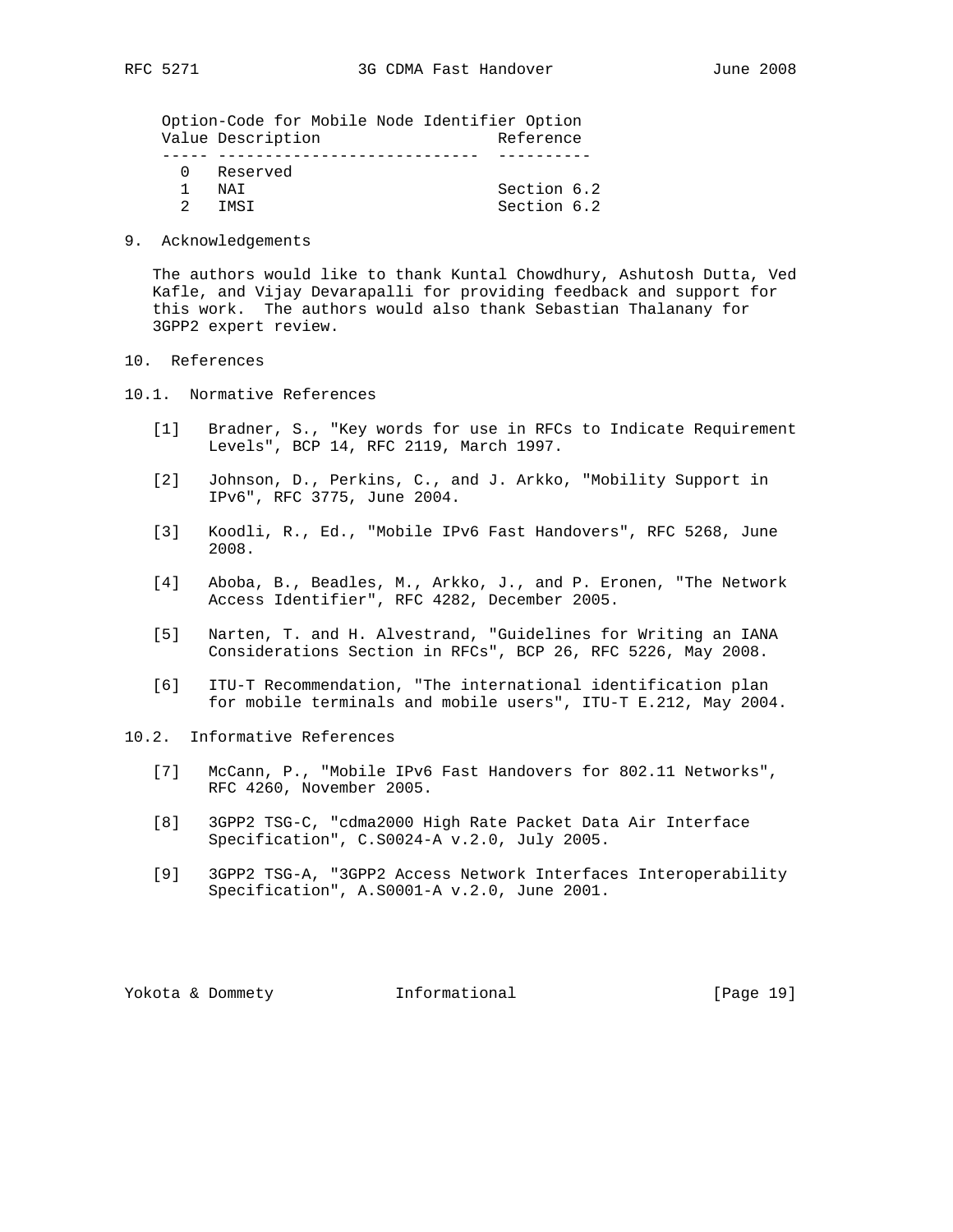Option-Code for Mobile Node Identifier Option

| Value | Description | Reference |
| --- | --- | --- |
| 0 | Reserved | |
| 1 | NAI | Section 6.2 |
| 2 | IMSI | Section 6.2 |

## 9. Acknowledgements

The authors would like to thank Kuntal Chowdhury, Ashutosh Dutta, Ved Kafle, and Vijay Devarapalli for providing feedback and support for this work. The authors would also thank Sebastian Thalanany for 3GPP2 expert review.

## 10. References

### 10.1. Normative References

[1] Bradner, S., "Key words for use in RFCs to Indicate Requirement Levels", BCP 14, RFC 2119, March 1997.

[2] Johnson, D., Perkins, C., and J. Arkko, "Mobility Support in IPv6", RFC 3775, June 2004.

[3] Koodli, R., Ed., "Mobile IPv6 Fast Handovers", RFC 5268, June 2008.

[4] Aboba, B., Beadles, M., Arkko, J., and P. Eronen, "The Network Access Identifier", RFC 4282, December 2005.

[5] Narten, T. and H. Alvestrand, "Guidelines for Writing an IANA Considerations Section in RFCs", BCP 26, RFC 5226, May 2008.

[6] ITU-T Recommendation, "The international identification plan for mobile terminals and mobile users", ITU-T E.212, May 2004.

### 10.2. Informative References

[7] McCann, P., "Mobile IPv6 Fast Handovers for 802.11 Networks", RFC 4260, November 2005.

[8] 3GPP2 TSG-C, "cdma2000 High Rate Packet Data Air Interface Specification", C.S0024-A v.2.0, July 2005.

[9] 3GPP2 TSG-A, "3GPP2 Access Network Interfaces Interoperability Specification", A.S0001-A v.2.0, June 2001.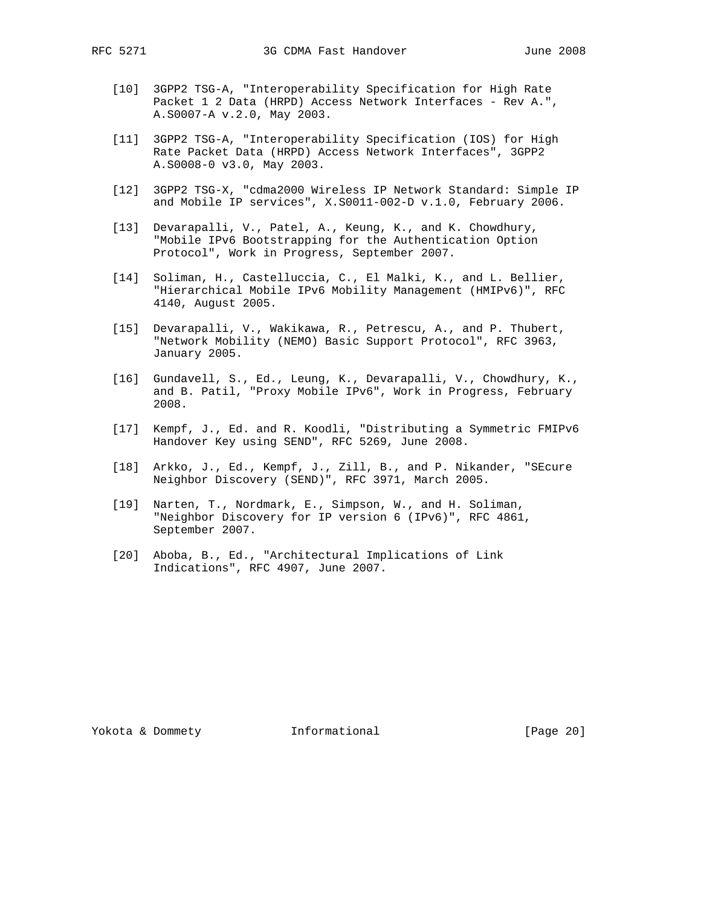[10] 3GPP2 TSG-A, "Interoperability Specification for High Rate Packet 1 2 Data (HRPD) Access Network Interfaces - Rev A.", A.S0007-A v.2.0, May 2003.

[11] 3GPP2 TSG-A, "Interoperability Specification (IOS) for High Rate Packet Data (HRPD) Access Network Interfaces", 3GPP2 A.S0008-0 v3.0, May 2003.

[12] 3GPP2 TSG-X, "cdma2000 Wireless IP Network Standard: Simple IP and Mobile IP services", X.S0011-002-D v.1.0, February 2006.

[13] Devarapalli, V., Patel, A., Keung, K., and K. Chowdhury, "Mobile IPv6 Bootstrapping for the Authentication Option Protocol", Work in Progress, September 2007.

[14] Soliman, H., Castelluccia, C., El Malki, K., and L. Bellier, "Hierarchical Mobile IPv6 Mobility Management (HMIPv6)", RFC 4140, August 2005.

[15] Devarapalli, V., Wakikawa, R., Petrescu, A., and P. Thubert, "Network Mobility (NEMO) Basic Support Protocol", RFC 3963, January 2005.

[16] Gundavell, S., Ed., Leung, K., Devarapalli, V., Chowdhury, K., and B. Patil, "Proxy Mobile IPv6", Work in Progress, February 2008.

[17] Kempf, J., Ed. and R. Koodli, "Distributing a Symmetric FMIPv6 Handover Key using SEND", RFC 5269, June 2008.

[18] Arkko, J., Ed., Kempf, J., Zill, B., and P. Nikander, "SEcure Neighbor Discovery (SEND)", RFC 3971, March 2005.

[19] Narten, T., Nordmark, E., Simpson, W., and H. Soliman, "Neighbor Discovery for IP version 6 (IPv6)", RFC 4861, September 2007.

[20] Aboba, B., Ed., "Architectural Implications of Link Indications", RFC 4907, June 2007.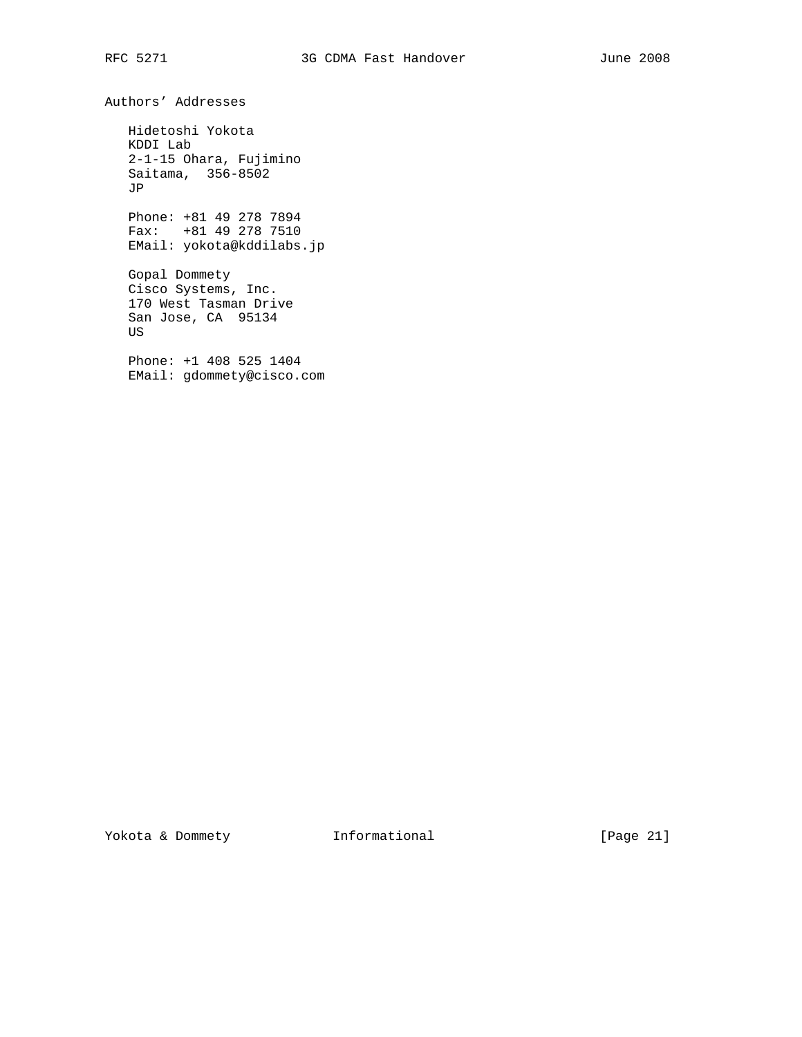## Authors' Addresses

Hidetoshi Yokota
KDDI Lab
2-1-15 Ohara, Fujimino
Saitama,  356-8502
JP

Phone: +81 49 278 7894
Fax:   +81 49 278 7510
EMail: yokota@kddilabs.jp

Gopal Dommety
Cisco Systems, Inc.
170 West Tasman Drive
San Jose, CA  95134
US

Phone: +1 408 525 1404
EMail: gdommety@cisco.com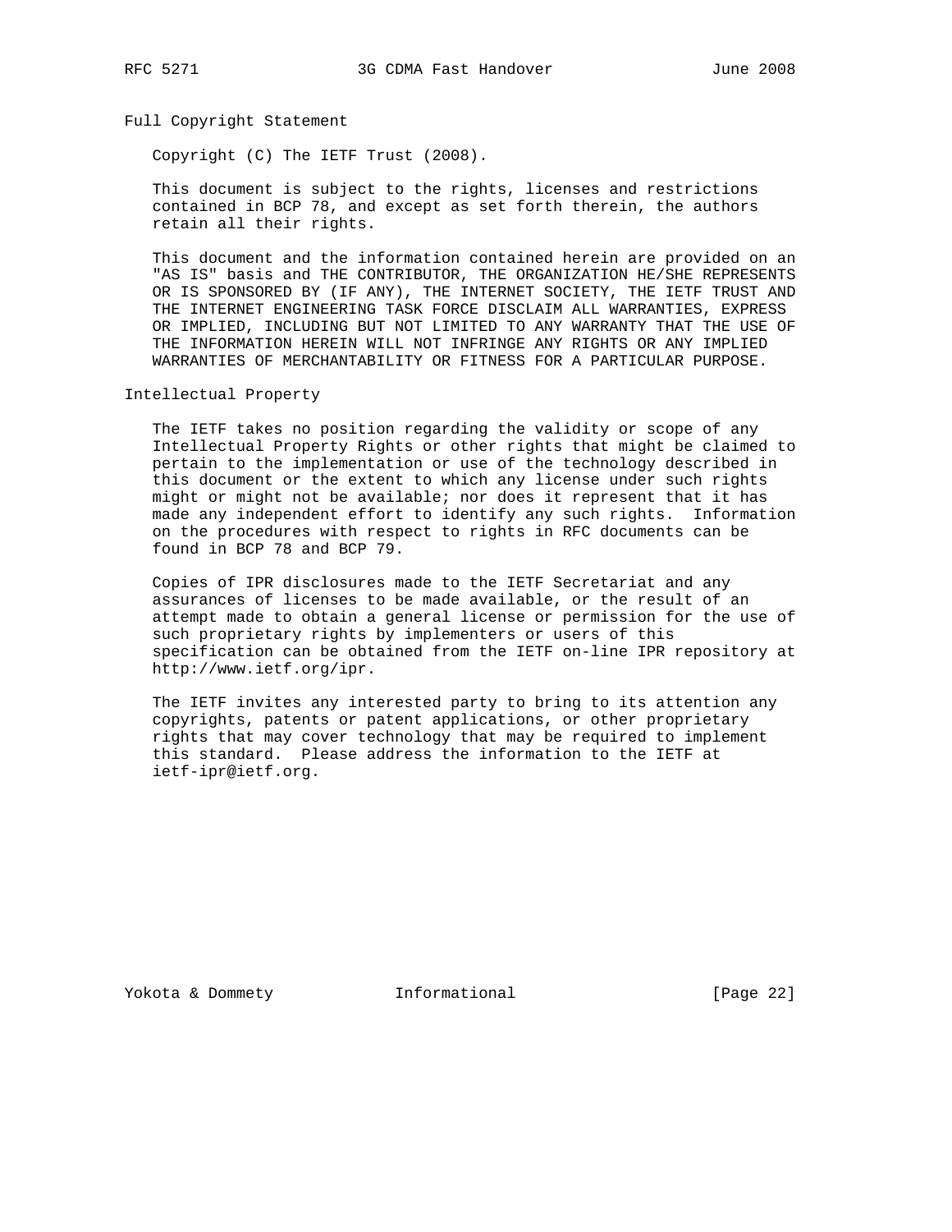## Full Copyright Statement

Copyright (C) The IETF Trust (2008).

This document is subject to the rights, licenses and restrictions contained in BCP 78, and except as set forth therein, the authors retain all their rights.

This document and the information contained herein are provided on an "AS IS" basis and THE CONTRIBUTOR, THE ORGANIZATION HE/SHE REPRESENTS OR IS SPONSORED BY (IF ANY), THE INTERNET SOCIETY, THE IETF TRUST AND THE INTERNET ENGINEERING TASK FORCE DISCLAIM ALL WARRANTIES, EXPRESS OR IMPLIED, INCLUDING BUT NOT LIMITED TO ANY WARRANTY THAT THE USE OF THE INFORMATION HEREIN WILL NOT INFRINGE ANY RIGHTS OR ANY IMPLIED WARRANTIES OF MERCHANTABILITY OR FITNESS FOR A PARTICULAR PURPOSE.

## Intellectual Property

The IETF takes no position regarding the validity or scope of any Intellectual Property Rights or other rights that might be claimed to pertain to the implementation or use of the technology described in this document or the extent to which any license under such rights might or might not be available; nor does it represent that it has made any independent effort to identify any such rights. Information on the procedures with respect to rights in RFC documents can be found in BCP 78 and BCP 79.

Copies of IPR disclosures made to the IETF Secretariat and any assurances of licenses to be made available, or the result of an attempt made to obtain a general license or permission for the use of such proprietary rights by implementers or users of this specification can be obtained from the IETF on-line IPR repository at http://www.ietf.org/ipr.

The IETF invites any interested party to bring to its attention any copyrights, patents or patent applications, or other proprietary rights that may cover technology that may be required to implement this standard. Please address the information to the IETF at ietf-ipr@ietf.org.